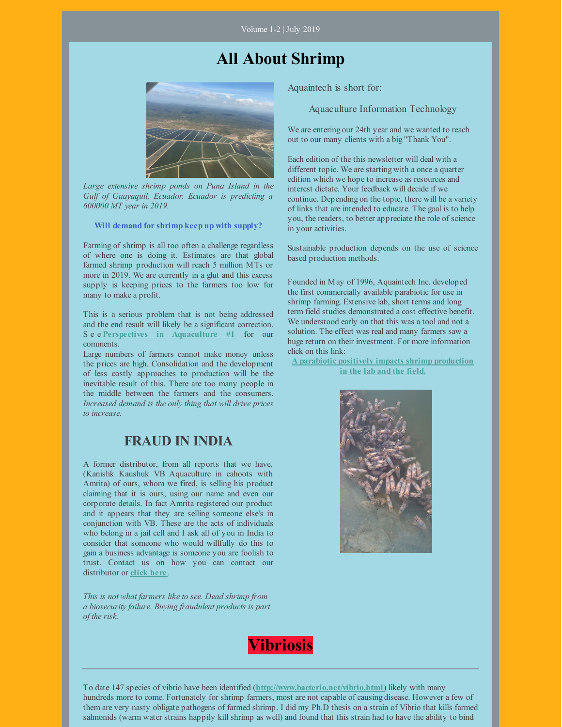Volume 1-2 | July 2019

# All About Shrimp

*Large extensive shrimp ponds on Puna Island in the Gulf of Guayaquil, Ecuador. Ecuador is predicting a 600000 MT year in 2019.*

**Will demand for shrimp keep up with supply?**

Farming of shrimp is all too often a challenge regardless of where one is doing it. Estimates are that global farmed shrimp production will reach 5 million MTs or more in 2019. We are currently in a glut and this excess supply is keeping prices to the farmers too low for many to make a profit.

This is a serious problem that is not being addressed and the end result will likely be a significant correction. See **Perspectives in Aquaculture #1** for our comments.

Large numbers of farmers cannot make money unless the prices are high. Consolidation and the development of less costly approaches to production will be the inevitable result of this. There are too many people in the middle between the farmers and the consumers. *Increased demand is the only thing that will drive prices to increase.*

## FRAUD IN INDIA

A former distributor, from all reports that we have, (Kanishk Kaushuk VB Aquaculture in cahoots with Amrita) of ours, whom we fired, is selling his product claiming that it is ours, using our name and even our corporate details. In fact Amrita registered our product and it appears that they are selling someone else's in conjunction with VB. These are the acts of individuals who belong in a jail cell and I ask all of you in India to consider that someone who would willfully do this to gain a business advantage is someone you are foolish to trust. Contact us on how you can contact our distributor or **click here**.

*This is not what farmers like to see. Dead shrimp from a biosecurity failure. Buying fraudulent products is part of the risk.*

Aquaintech is short for:

Aquaculture Information Technology

We are entering our 24th year and we wanted to reach out to our many clients with a big "Thank You".

Each edition of the this newsletter will deal with a different topic. We are starting with a once a quarter edition which we hope to increase as resources and interest dictate. Your feedback will decide if we continue. Depending on the topic, there will be a variety of links that are intended to educate. The goal is to help you, the readers, to better appreciate the role of science in your activities.

Sustainable production depends on the use of science based production methods.

Founded in May of 1996, Aquaintech Inc. developed the first commercially available parabiotic for use in shrimp farming. Extensive lab, short terms and long term field studies demonstrated a cost effective benefit. We understood early on that this was a tool and not a solution. The effect was real and many farmers saw a huge return on their investment. For more information click on this link:

**A parabiotic positively impacts shrimp production in the lab and the field.**

## Vibriosis

---

To date 147 species of vibrio have been identified (**http://www.bacterio.net/vibrio.html**) likely with many hundreds more to come. Fortunately for shrimp farmers, most are not capable of causing disease. However a few of them are very nasty obligate pathogens of farmed shrimp. I did my Ph.D thesis on a strain of Vibrio that kills farmed salmonids (warm water strains happily kill shrimp as well) and found that this strain had to have the ability to bind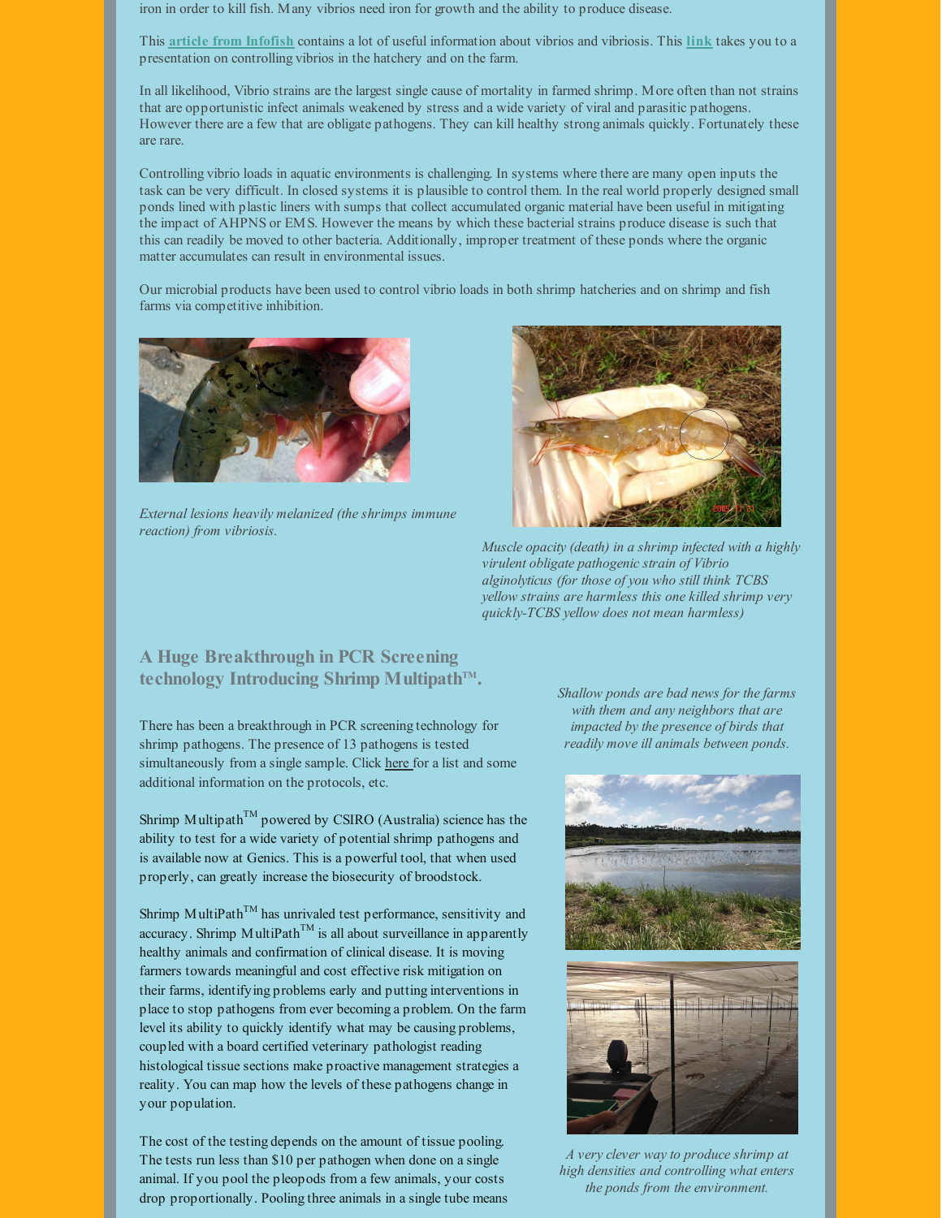iron in order to kill fish. Many vibrios need iron for growth and the ability to produce disease.

This **article from Infofish** contains a lot of useful information about vibrios and vibriosis. This **link** takes you to a presentation on controlling vibrios in the hatchery and on the farm.

In all likelihood, Vibrio strains are the largest single cause of mortality in farmed shrimp. More often than not strains that are opportunistic infect animals weakened by stress and a wide variety of viral and parasitic pathogens. However there are a few that are obligate pathogens. They can kill healthy strong animals quickly. Fortunately these are rare.

Controlling vibrio loads in aquatic environments is challenging. In systems where there are many open inputs the task can be very difficult. In closed systems it is plausible to control them. In the real world properly designed small ponds lined with plastic liners with sumps that collect accumulated organic material have been useful in mitigating the impact of AHPNS or EMS. However the means by which these bacterial strains produce disease is such that this can readily be moved to other bacteria. Additionally, improper treatment of these ponds where the organic matter accumulates can result in environmental issues.

Our microbial products have been used to control vibrio loads in both shrimp hatcheries and on shrimp and fish farms via competitive inhibition.

*External lesions heavily melanized (the shrimps immune reaction) from vibriosis.*

*Muscle opacity (death) in a shrimp infected with a highly virulent obligate pathogenic strain of Vibrio alginolyticus (for those of you who still think TCBS yellow strains are harmless this one killed shrimp very quickly-TCBS yellow does not mean harmless)*

## A Huge Breakthrough in PCR Screening technology Introducing Shrimp Multipath™.

There has been a breakthrough in PCR screening technology for shrimp pathogens. The presence of 13 pathogens is tested simultaneously from a single sample. Click here for a list and some additional information on the protocols, etc.

Shrimp Multipath™ powered by CSIRO (Australia) science has the ability to test for a wide variety of potential shrimp pathogens and is available now at Genics. This is a powerful tool, that when used properly, can greatly increase the biosecurity of broodstock.

Shrimp MultiPath™ has unrivaled test performance, sensitivity and accuracy. Shrimp MultiPath™ is all about surveillance in apparently healthy animals and confirmation of clinical disease. It is moving farmers towards meaningful and cost effective risk mitigation on their farms, identifying problems early and putting interventions in place to stop pathogens from ever becoming a problem. On the farm level its ability to quickly identify what may be causing problems, coupled with a board certified veterinary pathologist reading histological tissue sections make proactive management strategies a reality. You can map how the levels of these pathogens change in your population.

The cost of the testing depends on the amount of tissue pooling. The tests run less than $10 per pathogen when done on a single animal. If you pool the pleopods from a few animals, your costs drop proportionally. Pooling three animals in a single tube means

*Shallow ponds are bad news for the farms with them and any neighbors that are impacted by the presence of birds that readily move ill animals between ponds.*

*A very clever way to produce shrimp at high densities and controlling what enters the ponds from the environment.*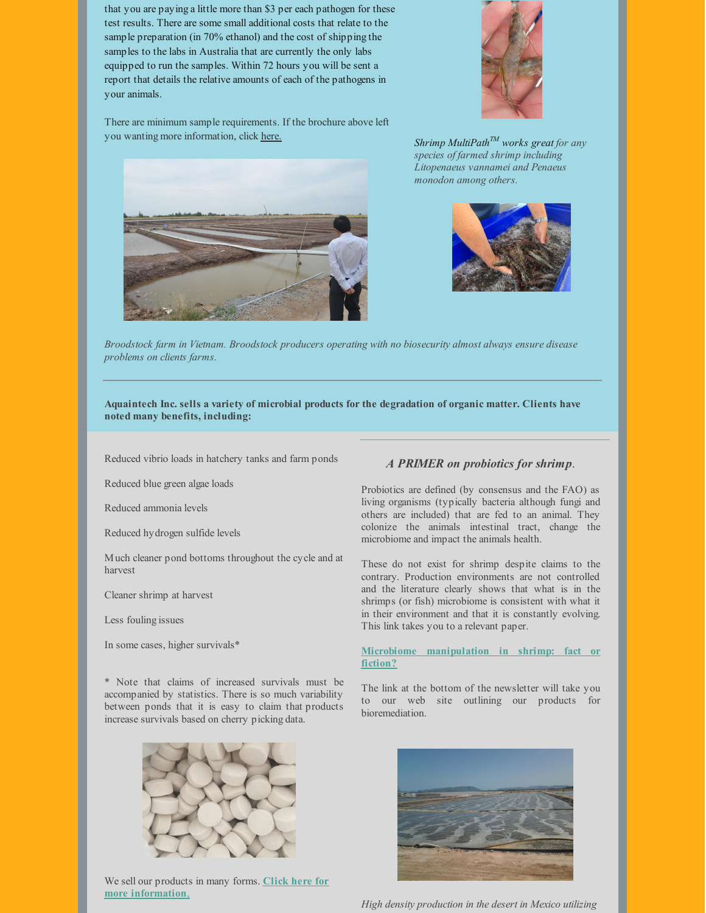that you are paying a little more than $3 per each pathogen for these test results. There are some small additional costs that relate to the sample preparation (in 70% ethanol) and the cost of shipping the samples to the labs in Australia that are currently the only labs equipped to run the samples. Within 72 hours you will be sent a report that details the relative amounts of each of the pathogens in your animals.

There are minimum sample requirements. If the brochure above left you wanting more information, click here.

*Shrimp MultiPath™ works great for any species of farmed shrimp including Litopenaeus vannamei and Penaeus monodon among others.*

*Broodstock farm in Vietnam. Broodstock producers operating with no biosecurity almost always ensure disease problems on clients farms.*

---

**Aquaintech Inc. sells a variety of microbial products for the degradation of organic matter. Clients have noted many benefits, including:**

Reduced vibrio loads in hatchery tanks and farm ponds

Reduced blue green algae loads

Reduced ammonia levels

Reduced hydrogen sulfide levels

Much cleaner pond bottoms throughout the cycle and at harvest

Cleaner shrimp at harvest

Less fouling issues

In some cases, higher survivals*

* Note that claims of increased survivals must be accompanied by statistics. There is so much variability between ponds that it is easy to claim that products increase survivals based on cherry picking data.

We sell our products in many forms. **Click here for more information.**

---

### *A PRIMER on probiotics for shrimp.*

Probiotics are defined (by consensus and the FAO) as living organisms (typically bacteria although fungi and others are included) that are fed to an animal. They colonize the animals intestinal tract, change the microbiome and impact the animals health.

These do not exist for shrimp despite claims to the contrary. Production environments are not controlled and the literature clearly shows that what is in the shrimps (or fish) microbiome is consistent with what it in their environment and that it is constantly evolving. This link takes you to a relevant paper.

**Microbiome manipulation in shrimp: fact or fiction?**

The link at the bottom of the newsletter will take you to our web site outlining our products for bioremediation.

*High density production in the desert in Mexico utilizing*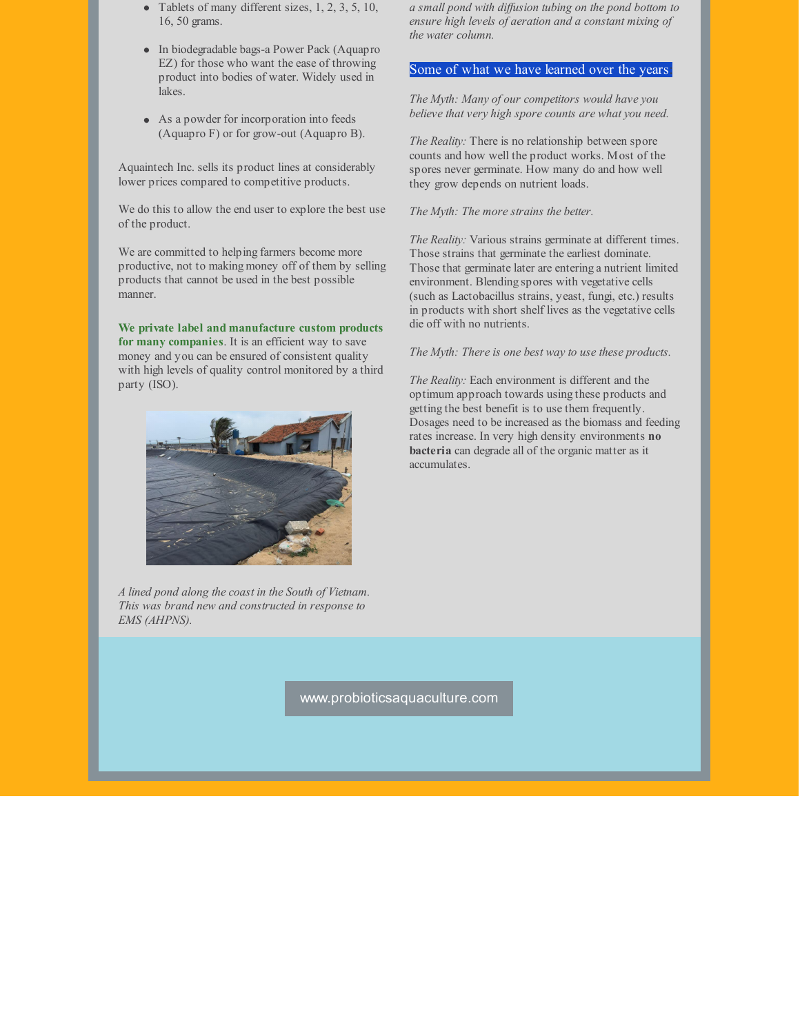- Tablets of many different sizes, 1, 2, 3, 5, 10, 16, 50 grams.

- In biodegradable bags-a Power Pack (Aquapro EZ) for those who want the ease of throwing product into bodies of water. Widely used in lakes.

- As a powder for incorporation into feeds (Aquapro F) or for grow-out (Aquapro B).

Aquaintech Inc. sells its product lines at considerably lower prices compared to competitive products.

We do this to allow the end user to explore the best use of the product.

We are committed to helping farmers become more productive, not to making money off of them by selling products that cannot be used in the best possible manner.

**We private label and manufacture custom products for many companies**. It is an efficient way to save money and you can be ensured of consistent quality with high levels of quality control monitored by a third party (ISO).

*A lined pond along the coast in the South of Vietnam. This was brand new and constructed in response to EMS (AHPNS).*

*a small pond with diffusion tubing on the pond bottom to ensure high levels of aeration and a constant mixing of the water column.*

## Some of what we have learned over the years

*The Myth: Many of our competitors would have you believe that very high spore counts are what you need.*

*The Reality:* There is no relationship between spore counts and how well the product works. Most of the spores never germinate. How many do and how well they grow depends on nutrient loads.

*The Myth: The more strains the better.*

*The Reality:* Various strains germinate at different times. Those strains that germinate the earliest dominate. Those that germinate later are entering a nutrient limited environment. Blending spores with vegetative cells (such as Lactobacillus strains, yeast, fungi, etc.) results in products with short shelf lives as the vegetative cells die off with no nutrients.

*The Myth: There is one best way to use these products.*

*The Reality:* Each environment is different and the optimum approach towards using these products and getting the best benefit is to use them frequently. Dosages need to be increased as the biomass and feeding rates increase. In very high density environments **no bacteria** can degrade all of the organic matter as it accumulates.

www.probioticsaquaculture.com